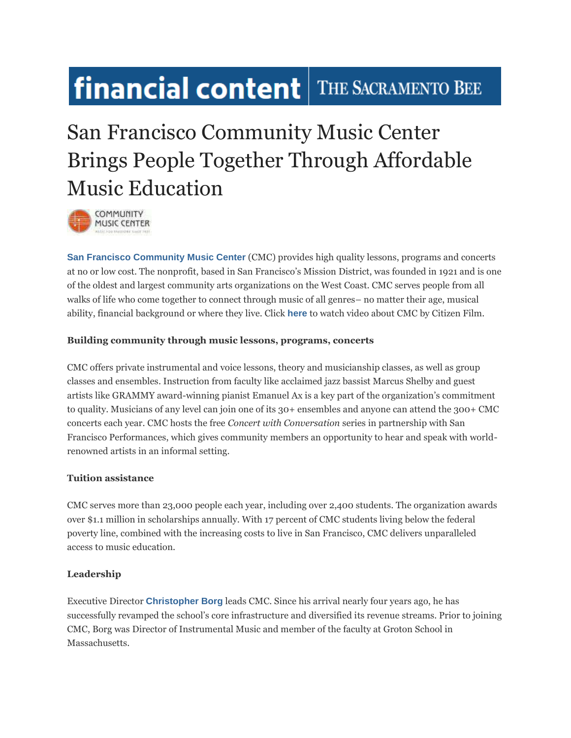financial content | THE SACRAMENTO BEE

# San Francisco Community Music Center Brings People Together Through Affordable Music Education

**San Francisco Community Music Center** (CMC) provides high quality lessons, programs and concerts at no or low cost. The nonprofit, based in San Francisco's Mission District, was founded in 1921 and is one of the oldest and largest community arts organizations on the West Coast. CMC serves people from all walks of life who come together to connect through music of all genres– no matter their age, musical ability, financial background or where they live. Click **here** to watch video about CMC by Citizen Film.

**Building community through music lessons, programs, concerts**

CMC offers private instrumental and voice lessons, theory and musicianship classes, as well as group classes and ensembles. Instruction from faculty like acclaimed jazz bassist Marcus Shelby and guest artists like GRAMMY award-winning pianist Emanuel Ax is a key part of the organization's commitment to quality. Musicians of any level can join one of its 30+ ensembles and anyone can attend the 300+ CMC concerts each year. CMC hosts the free *Concert with Conversation* series in partnership with San Francisco Performances, which gives community members an opportunity to hear and speak with world-renowned artists in an informal setting.

**Tuition assistance**

CMC serves more than 23,000 people each year, including over 2,400 students. The organization awards over $1.1 million in scholarships annually. With 17 percent of CMC students living below the federal poverty line, combined with the increasing costs to live in San Francisco, CMC delivers unparalleled access to music education.

**Leadership**

Executive Director **Christopher Borg** leads CMC. Since his arrival nearly four years ago, he has successfully revamped the school's core infrastructure and diversified its revenue streams. Prior to joining CMC, Borg was Director of Instrumental Music and member of the faculty at Groton School in Massachusetts.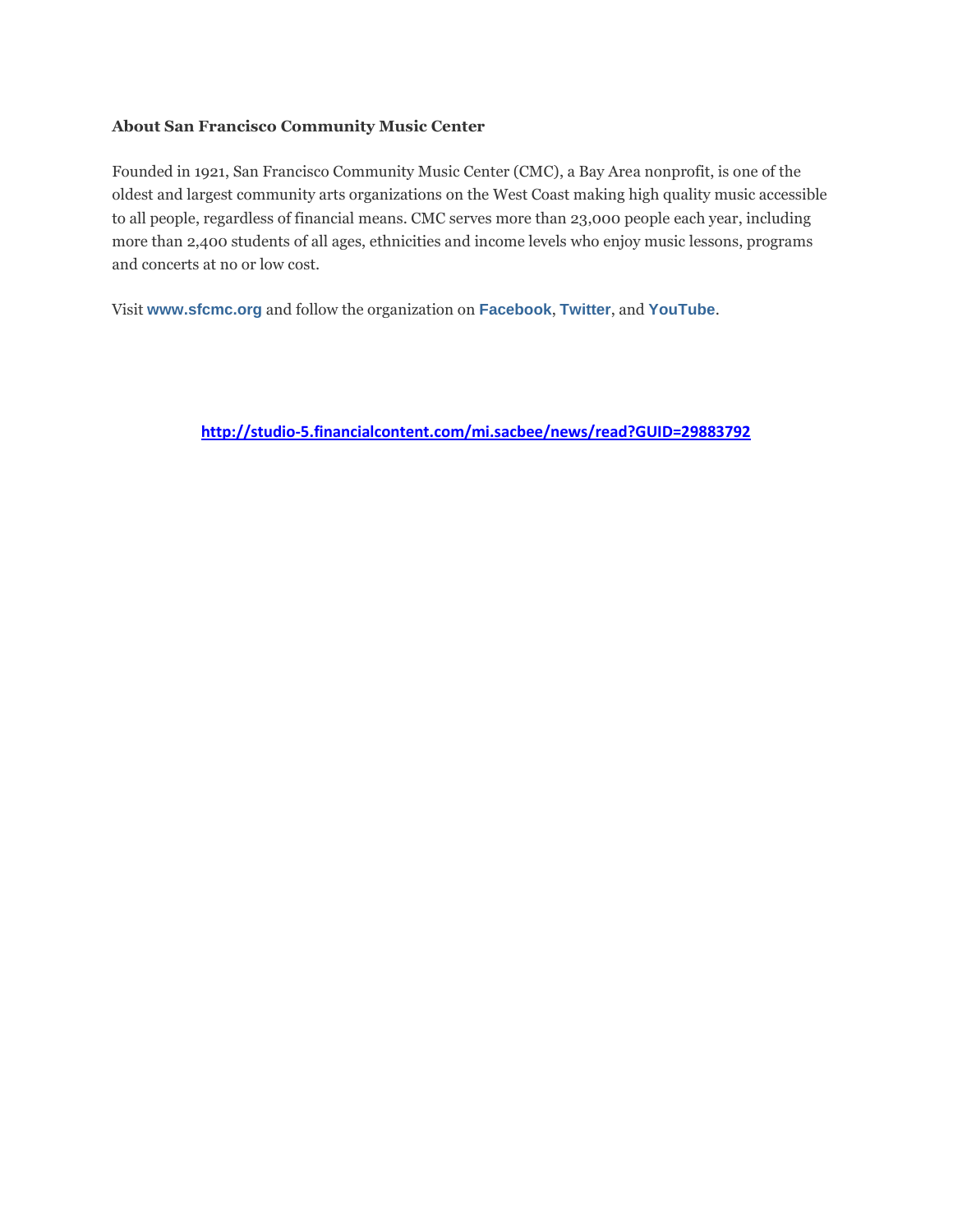**About San Francisco Community Music Center**

Founded in 1921, San Francisco Community Music Center (CMC), a Bay Area nonprofit, is one of the oldest and largest community arts organizations on the West Coast making high quality music accessible to all people, regardless of financial means. CMC serves more than 23,000 people each year, including more than 2,400 students of all ages, ethnicities and income levels who enjoy music lessons, programs and concerts at no or low cost.

Visit **www.sfcmc.org** and follow the organization on **Facebook**, **Twitter**, and **YouTube**.

**http://studio-5.financialcontent.com/mi.sacbee/news/read?GUID=29883792**